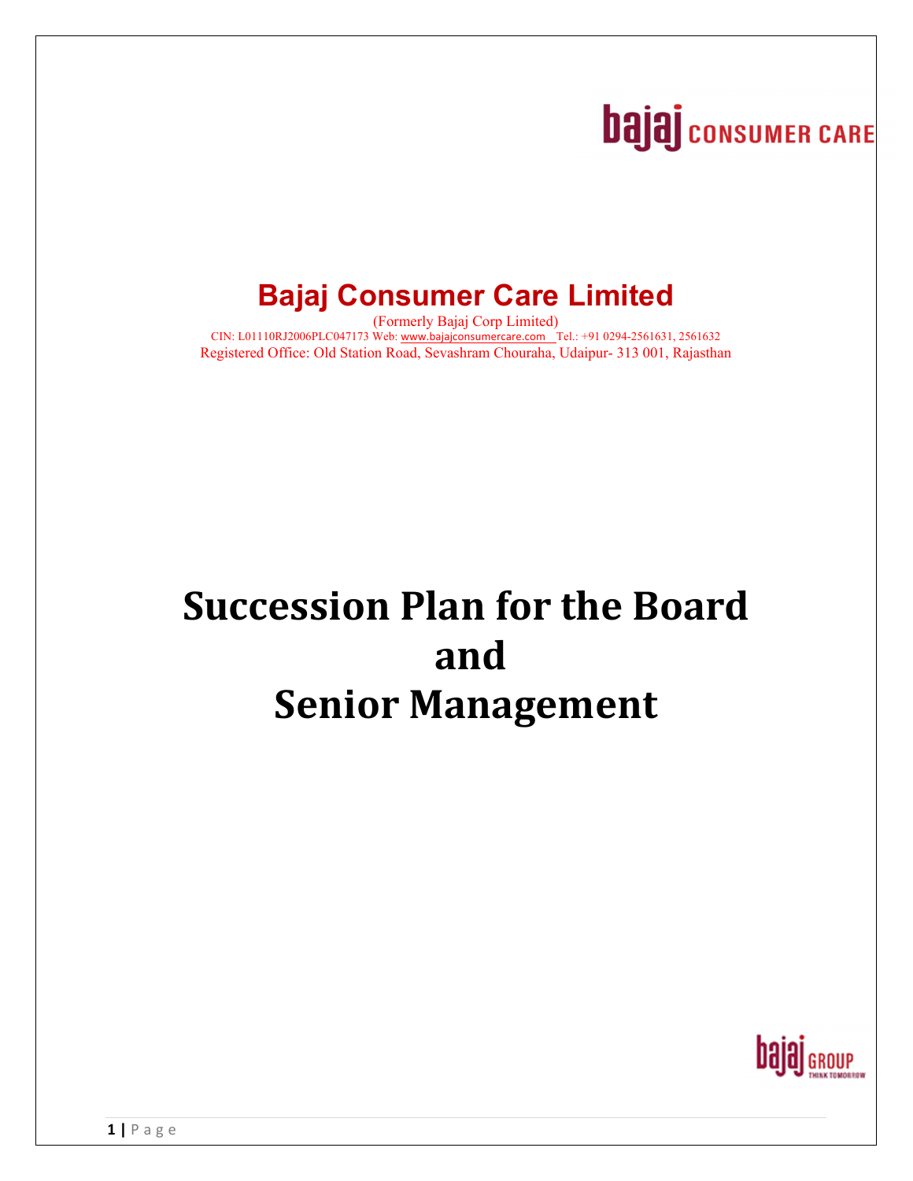# Bajaj Consumer Care Limited

(Formerly Bajaj Corp Limited)

CIN: L01110RJ2006PLC047173 Web: www.bajajconsumercare.com Tel.: +91 0294-2561631, 2561632

Registered Office: Old Station Road, Sevashram Chouraha, Udaipur- 313 001, Rajasthan

# Succession Plan for the Board and Senior Management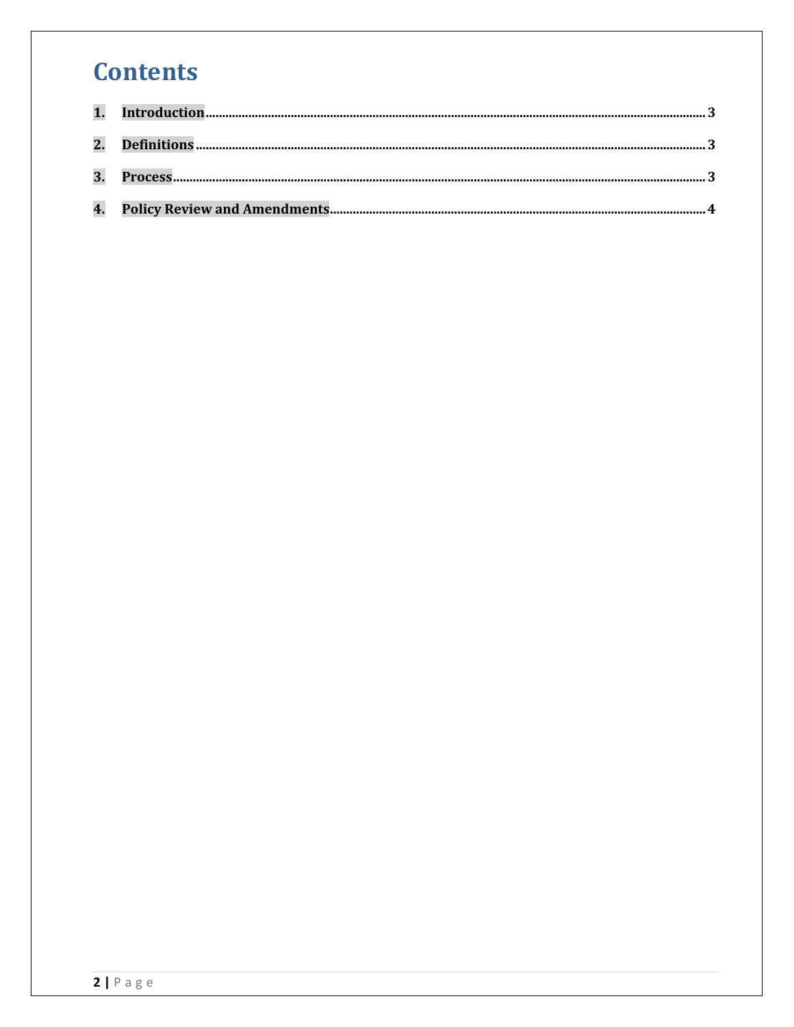# Contents

1. **Introduction** ........................................................ 3
2. **Definitions** ........................................................ 3
3. **Process** ........................................................ 3
4. **Policy Review and Amendments** ........................................................ 4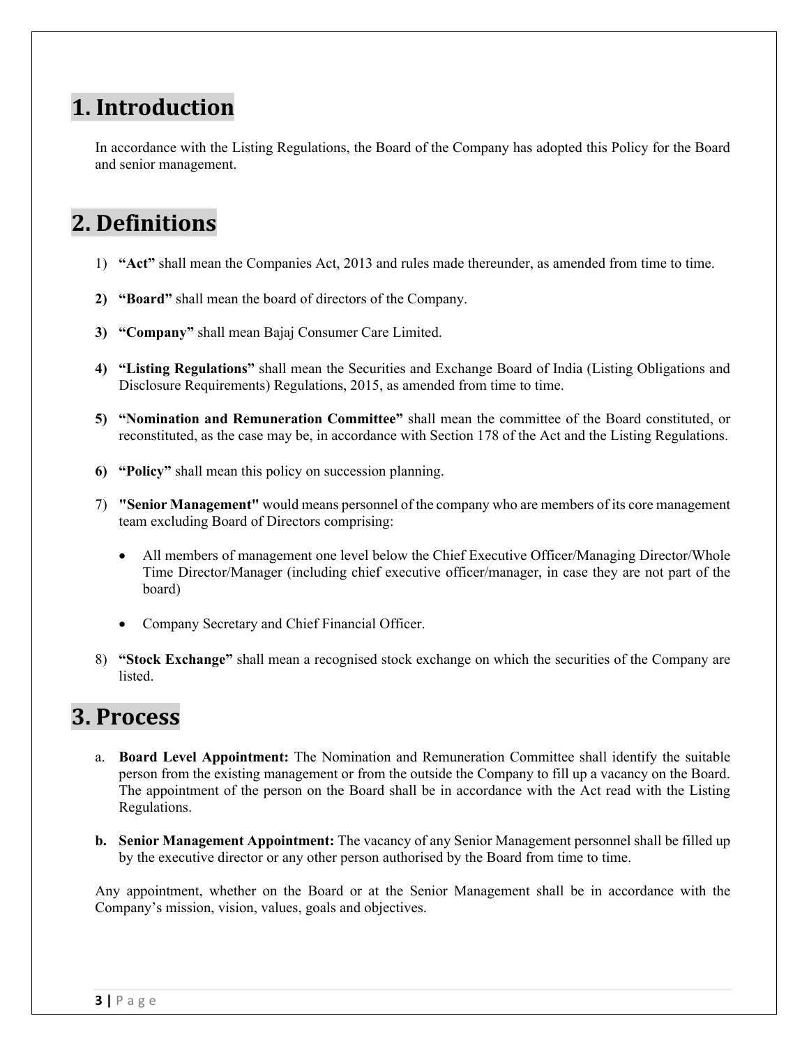# 1. Introduction

In accordance with the Listing Regulations, the Board of the Company has adopted this Policy for the Board and senior management.

# 2. Definitions

1) **“Act”** shall mean the Companies Act, 2013 and rules made thereunder, as amended from time to time.

2) **“Board”** shall mean the board of directors of the Company.

3) **“Company”** shall mean Bajaj Consumer Care Limited.

4) **“Listing Regulations”** shall mean the Securities and Exchange Board of India (Listing Obligations and Disclosure Requirements) Regulations, 2015, as amended from time to time.

5) **“Nomination and Remuneration Committee”** shall mean the committee of the Board constituted, or reconstituted, as the case may be, in accordance with Section 178 of the Act and the Listing Regulations.

6) **“Policy”** shall mean this policy on succession planning.

7) **"Senior Management"** would means personnel of the company who are members of its core management team excluding Board of Directors comprising:

   - All members of management one level below the Chief Executive Officer/Managing Director/Whole Time Director/Manager (including chief executive officer/manager, in case they are not part of the board)

   - Company Secretary and Chief Financial Officer.

8) **“Stock Exchange”** shall mean a recognised stock exchange on which the securities of the Company are listed.

# 3. Process

a. **Board Level Appointment:** The Nomination and Remuneration Committee shall identify the suitable person from the existing management or from the outside the Company to fill up a vacancy on the Board. The appointment of the person on the Board shall be in accordance with the Act read with the Listing Regulations.

b. **Senior Management Appointment:** The vacancy of any Senior Management personnel shall be filled up by the executive director or any other person authorised by the Board from time to time.

Any appointment, whether on the Board or at the Senior Management shall be in accordance with the Company’s mission, vision, values, goals and objectives.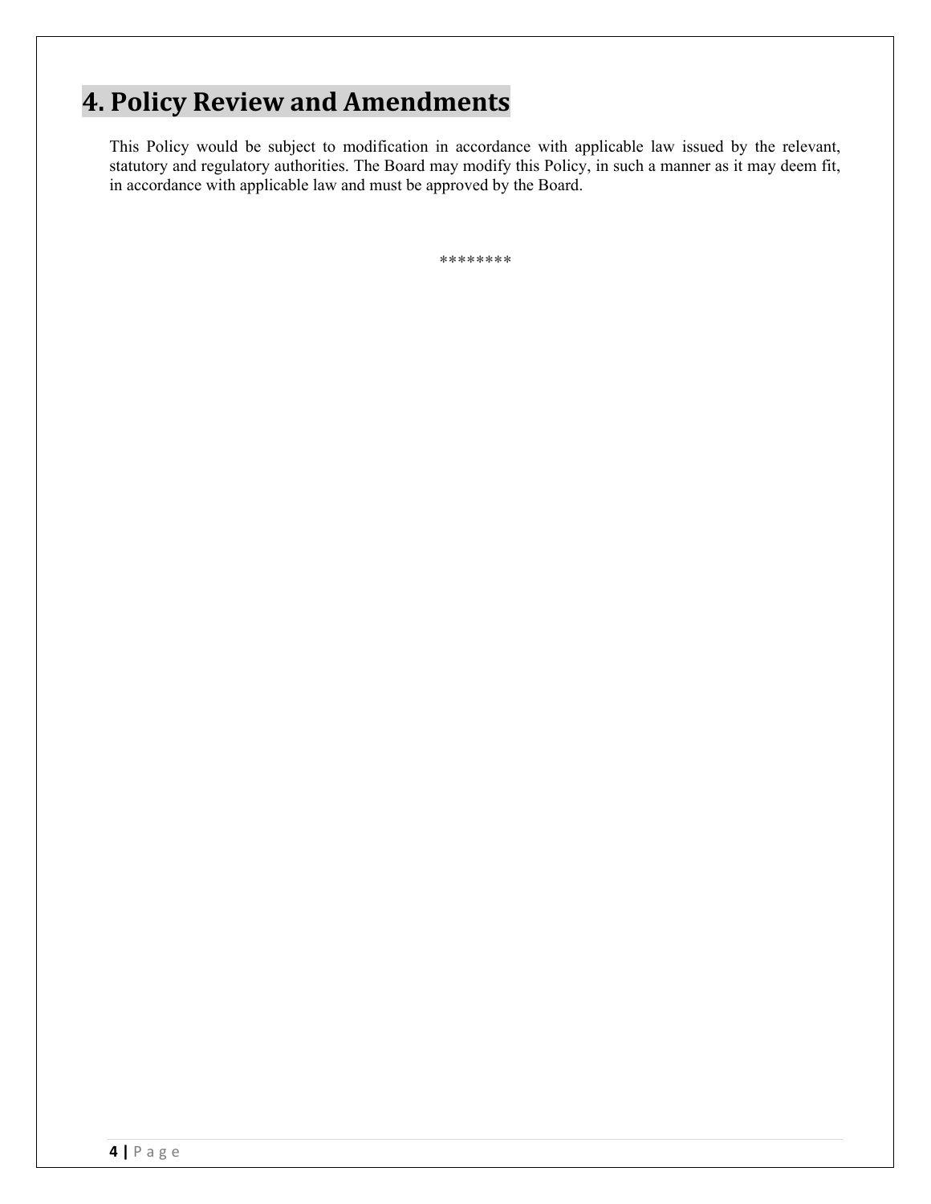# 4. Policy Review and Amendments

This Policy would be subject to modification in accordance with applicable law issued by the relevant, statutory and regulatory authorities. The Board may modify this Policy, in such a manner as it may deem fit, in accordance with applicable law and must be approved by the Board.

********